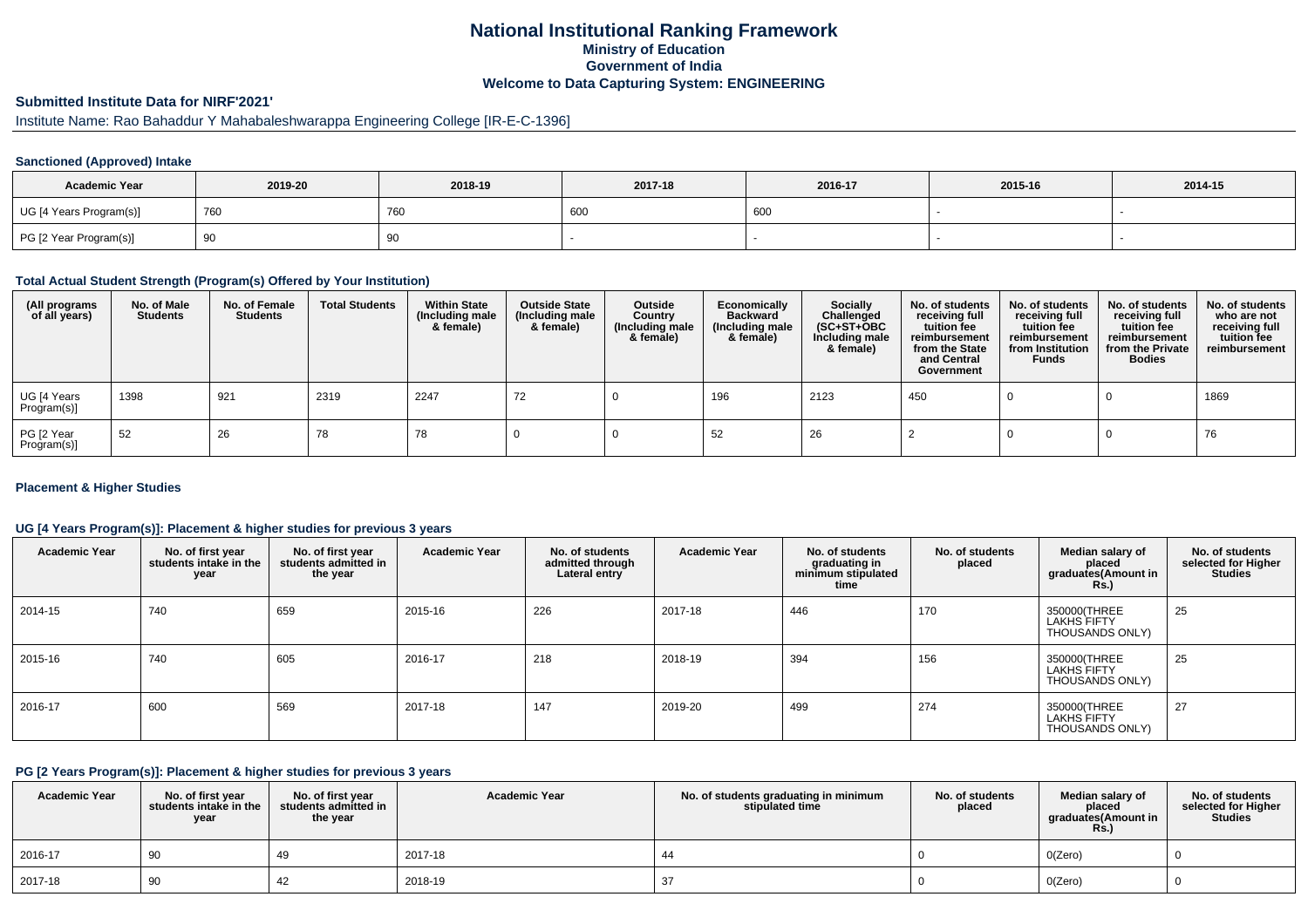# National Institutional Ranking Framework
## Ministry of Education
## Government of India
## Welcome to Data Capturing System: ENGINEERING

### Submitted Institute Data for NIRF'2021'

Institute Name: Rao Bahaddur Y Mahabaleshwarappa Engineering College [IR-E-C-1396]

#### Sanctioned (Approved) Intake

| Academic Year | 2019-20 | 2018-19 | 2017-18 | 2016-17 | 2015-16 | 2014-15 |
|---|---|---|---|---|---|---|
| UG [4 Years Program(s)] | 760 | 760 | 600 | 600 | - | - |
| PG [2 Year Program(s)] | 90 | 90 | - | - | - | - |

#### Total Actual Student Strength (Program(s) Offered by Your Institution)

| (All programs of all years) | No. of Male Students | No. of Female Students | Total Students | Within State (Including male & female) | Outside State (Including male & female) | Outside Country (Including male & female) | Economically Backward (Including male & female) | Socially Challenged (SC+ST+OBC Including male & female) | No. of students receiving full tuition fee reimbursement from the State and Central Government | No. of students receiving full tuition fee reimbursement from Institution Funds | No. of students receiving full tuition fee reimbursement from the Private Bodies | No. of students who are not receiving full tuition fee reimbursement |
|---|---|---|---|---|---|---|---|---|---|---|---|---|
| UG [4 Years Program(s)] | 1398 | 921 | 2319 | 2247 | 72 | 0 | 196 | 2123 | 450 | 0 | 0 | 1869 |
| PG [2 Year Program(s)] | 52 | 26 | 78 | 78 | 0 | 0 | 52 | 26 | 2 | 0 | 0 | 76 |

#### Placement & Higher Studies

#### UG [4 Years Program(s)]: Placement & higher studies for previous 3 years

| Academic Year | No. of first year students intake in the year | No. of first year students admitted in the year | Academic Year | No. of students admitted through Lateral entry | Academic Year | No. of students graduating in minimum stipulated time | No. of students placed | Median salary of placed graduates(Amount in Rs.) | No. of students selected for Higher Studies |
|---|---|---|---|---|---|---|---|---|---|
| 2014-15 | 740 | 659 | 2015-16 | 226 | 2017-18 | 446 | 170 | 350000(THREE LAKHS FIFTY THOUSANDS ONLY) | 25 |
| 2015-16 | 740 | 605 | 2016-17 | 218 | 2018-19 | 394 | 156 | 350000(THREE LAKHS FIFTY THOUSANDS ONLY) | 25 |
| 2016-17 | 600 | 569 | 2017-18 | 147 | 2019-20 | 499 | 274 | 350000(THREE LAKHS FIFTY THOUSANDS ONLY) | 27 |

#### PG [2 Years Program(s)]: Placement & higher studies for previous 3 years

| Academic Year | No. of first year students intake in the year | No. of first year students admitted in the year | Academic Year | No. of students graduating in minimum stipulated time | No. of students placed | Median salary of placed graduates(Amount in Rs.) | No. of students selected for Higher Studies |
|---|---|---|---|---|---|---|---|
| 2016-17 | 90 | 49 | 2017-18 | 44 | 0 | 0(Zero) | 0 |
| 2017-18 | 90 | 42 | 2018-19 | 37 | 0 | 0(Zero) | 0 |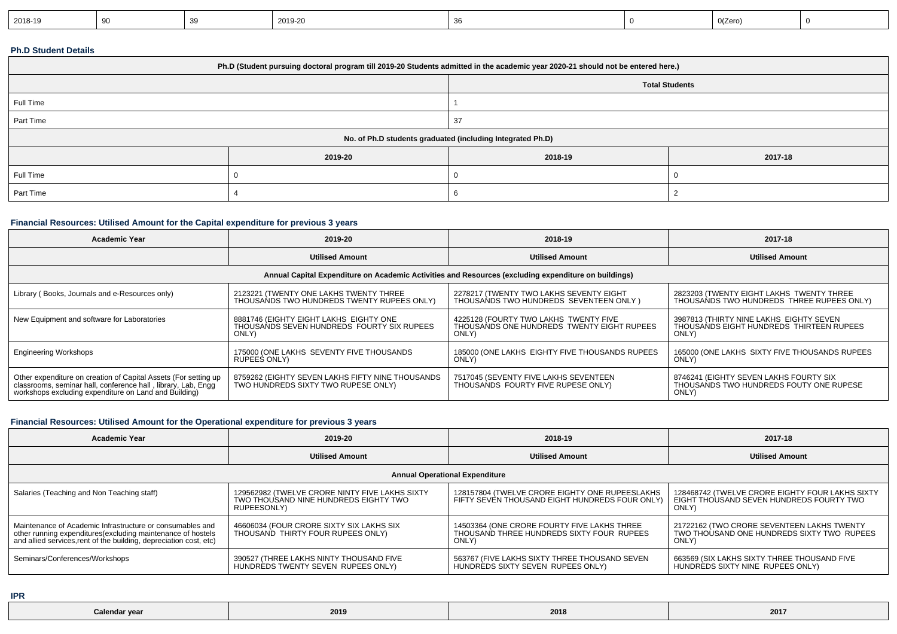| 2018-19 | 90 | 39 | 2019-20 | 36 | 0 | 0(Zero) | 0 |
|---|---|---|---|---|---|---|---|

**Ph.D Student Details**

| Ph.D (Student pursuing doctoral program till 2019-20 Students admitted in the academic year 2020-21 should not be entered here.) | | | |
|---|---|---|---|
| | Total Students | | |
| Full Time | 1 | | |
| Part Time | 37 | | |
| No. of Ph.D students graduated (including Integrated Ph.D) | | | |
| | 2019-20 | 2018-19 | 2017-18 |
| Full Time | 0 | 0 | 0 |
| Part Time | 4 | 6 | 2 |

**Financial Resources: Utilised Amount for the Capital expenditure for previous 3 years**

| Academic Year | 2019-20 | 2018-19 | 2017-18 |
|---|---|---|---|
| | Utilised Amount | Utilised Amount | Utilised Amount |
| Annual Capital Expenditure on Academic Activities and Resources (excluding expenditure on buildings) | | | |
| Library ( Books, Journals and e-Resources only) | 2123221 (TWENTY ONE LAKHS TWENTY THREE THOUSANDS TWO HUNDREDS TWENTY RUPEES ONLY) | 2278217 (TWENTY TWO LAKHS SEVENTY EIGHT THOUSANDS TWO HUNDREDS SEVENTEEN ONLY ) | 2823203 (TWENTY EIGHT LAKHS TWENTY THREE THOUSANDS TWO HUNDREDS THREE RUPEES ONLY) |
| New Equipment and software for Laboratories | 8881746 (EIGHTY EIGHT LAKHS EIGHTY ONE THOUSANDS SEVEN HUNDREDS FOURTY SIX RUPEES ONLY) | 4225128 (FOURTY TWO LAKHS TWENTY FIVE THOUSANDS ONE HUNDREDS TWENTY EIGHT RUPEES ONLY) | 3987813 (THIRTY NINE LAKHS EIGHTY SEVEN THOUSANDS EIGHT HUNDREDS THIRTEEN RUPEES ONLY) |
| Engineering Workshops | 175000 (ONE LAKHS SEVENTY FIVE THOUSANDS RUPEES ONLY) | 185000 (ONE LAKHS EIGHTY FIVE THOUSANDS RUPEES ONLY) | 165000 (ONE LAKHS SIXTY FIVE THOUSANDS RUPEES ONLY) |
| Other expenditure on creation of Capital Assets (For setting up classrooms, seminar hall, conference hall , library, Lab, Engg workshops excluding expenditure on Land and Building) | 8759262 (EIGHTY SEVEN LAKHS FIFTY NINE THOUSANDS TWO HUNDREDS SIXTY TWO RUPESE ONLY) | 7517045 (SEVENTY FIVE LAKHS SEVENTEEN THOUSANDS FOURTY FIVE RUPESE ONLY) | 8746241 (EIGHTY SEVEN LAKHS FOURTY SIX THOUSANDS TWO HUNDREDS FOUTY ONE RUPESE ONLY) |

**Financial Resources: Utilised Amount for the Operational expenditure for previous 3 years**

| Academic Year | 2019-20 | 2018-19 | 2017-18 |
|---|---|---|---|
| | Utilised Amount | Utilised Amount | Utilised Amount |
| Annual Operational Expenditure | | | |
| Salaries (Teaching and Non Teaching staff) | 129562982 (TWELVE CRORE NINTY FIVE LAKHS SIXTY TWO THOUSAND NINE HUNDREDS EIGHTY TWO RUPEESONLY) | 128157804 (TWELVE CRORE EIGHTY ONE RUPEESLAKHS FIFTY SEVEN THOUSAND EIGHT HUNDREDS FOUR ONLY) | 128468742 (TWELVE CRORE EIGHTY FOUR LAKHS SIXTY EIGHT THOUSAND SEVEN HUNDREDS FOURTY TWO ONLY) |
| Maintenance of Academic Infrastructure or consumables and other running expenditures(excluding maintenance of hostels and allied services,rent of the building, depreciation cost, etc) | 46606034 (FOUR CRORE SIXTY SIX LAKHS SIX THOUSAND THIRTY FOUR RUPEES ONLY) | 14503364 (ONE CRORE FOURTY FIVE LAKHS THREE THOUSAND THREE HUNDREDS SIXTY FOUR RUPEES ONLY) | 21722162 (TWO CRORE SEVENTEEN LAKHS TWENTY TWO THOUSAND ONE HUNDREDS SIXTY TWO RUPEES ONLY) |
| Seminars/Conferences/Workshops | 390527 (THREE LAKHS NINTY THOUSAND FIVE HUNDREDS TWENTY SEVEN RUPEES ONLY) | 563767 (FIVE LAKHS SIXTY THREE THOUSAND SEVEN HUNDREDS SIXTY SEVEN RUPEES ONLY) | 663569 (SIX LAKHS SIXTY THREE THOUSAND FIVE HUNDREDS SIXTY NINE RUPEES ONLY) |

**IPR**

| Calendar year | 2019 | 2018 | 2017 |
|---|---|---|---|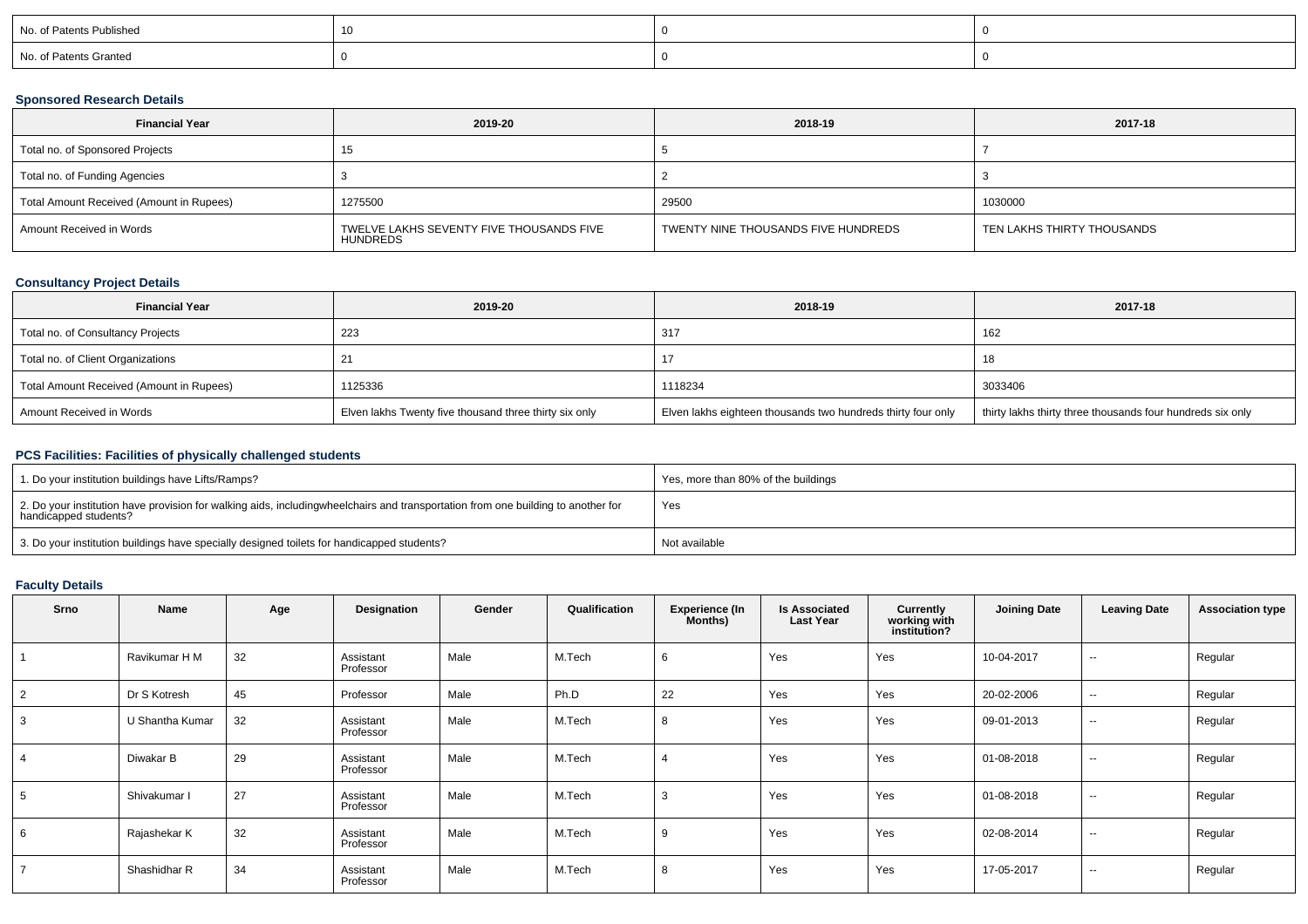| No. of Patents Published | 10 | 0 | 0 |
|---|---|---|---|
| No. of Patents Granted | 0 | 0 | 0 |

### Sponsored Research Details

| Financial Year | 2019-20 | 2018-19 | 2017-18 |
|---|---|---|---|
| Total no. of Sponsored Projects | 15 | 5 | 7 |
| Total no. of Funding Agencies | 3 | 2 | 3 |
| Total Amount Received (Amount in Rupees) | 1275500 | 29500 | 1030000 |
| Amount Received in Words | TWELVE LAKHS SEVENTY FIVE THOUSANDS FIVE HUNDREDS | TWENTY NINE THOUSANDS FIVE HUNDREDS | TEN LAKHS THIRTY THOUSANDS |

### Consultancy Project Details

| Financial Year | 2019-20 | 2018-19 | 2017-18 |
|---|---|---|---|
| Total no. of Consultancy Projects | 223 | 317 | 162 |
| Total no. of Client Organizations | 21 | 17 | 18 |
| Total Amount Received (Amount in Rupees) | 1125336 | 1118234 | 3033406 |
| Amount Received in Words | Elven lakhs Twenty five thousand three thirty six only | Elven lakhs eighteen thousands two hundreds thirty four only | thirty lakhs thirty three thousands four hundreds six only |

### PCS Facilities: Facilities of physically challenged students

| | |
|---|---|
| 1. Do your institution buildings have Lifts/Ramps? | Yes, more than 80% of the buildings |
| 2. Do your institution have provision for walking aids, includingwheelchairs and transportation from one building to another for handicapped students? | Yes |
| 3. Do your institution buildings have specially designed toilets for handicapped students? | Not available |

### Faculty Details

| Srno | Name | Age | Designation | Gender | Qualification | Experience (In Months) | Is Associated Last Year | Currently working with institution? | Joining Date | Leaving Date | Association type |
|---|---|---|---|---|---|---|---|---|---|---|---|
| 1 | Ravikumar H M | 32 | Assistant Professor | Male | M.Tech | 6 | Yes | Yes | 10-04-2017 | -- | Regular |
| 2 | Dr S Kotresh | 45 | Professor | Male | Ph.D | 22 | Yes | Yes | 20-02-2006 | -- | Regular |
| 3 | U Shantha Kumar | 32 | Assistant Professor | Male | M.Tech | 8 | Yes | Yes | 09-01-2013 | -- | Regular |
| 4 | Diwakar B | 29 | Assistant Professor | Male | M.Tech | 4 | Yes | Yes | 01-08-2018 | -- | Regular |
| 5 | Shivakumar I | 27 | Assistant Professor | Male | M.Tech | 3 | Yes | Yes | 01-08-2018 | -- | Regular |
| 6 | Rajashekar K | 32 | Assistant Professor | Male | M.Tech | 9 | Yes | Yes | 02-08-2014 | -- | Regular |
| 7 | Shashidhar R | 34 | Assistant Professor | Male | M.Tech | 8 | Yes | Yes | 17-05-2017 | -- | Regular |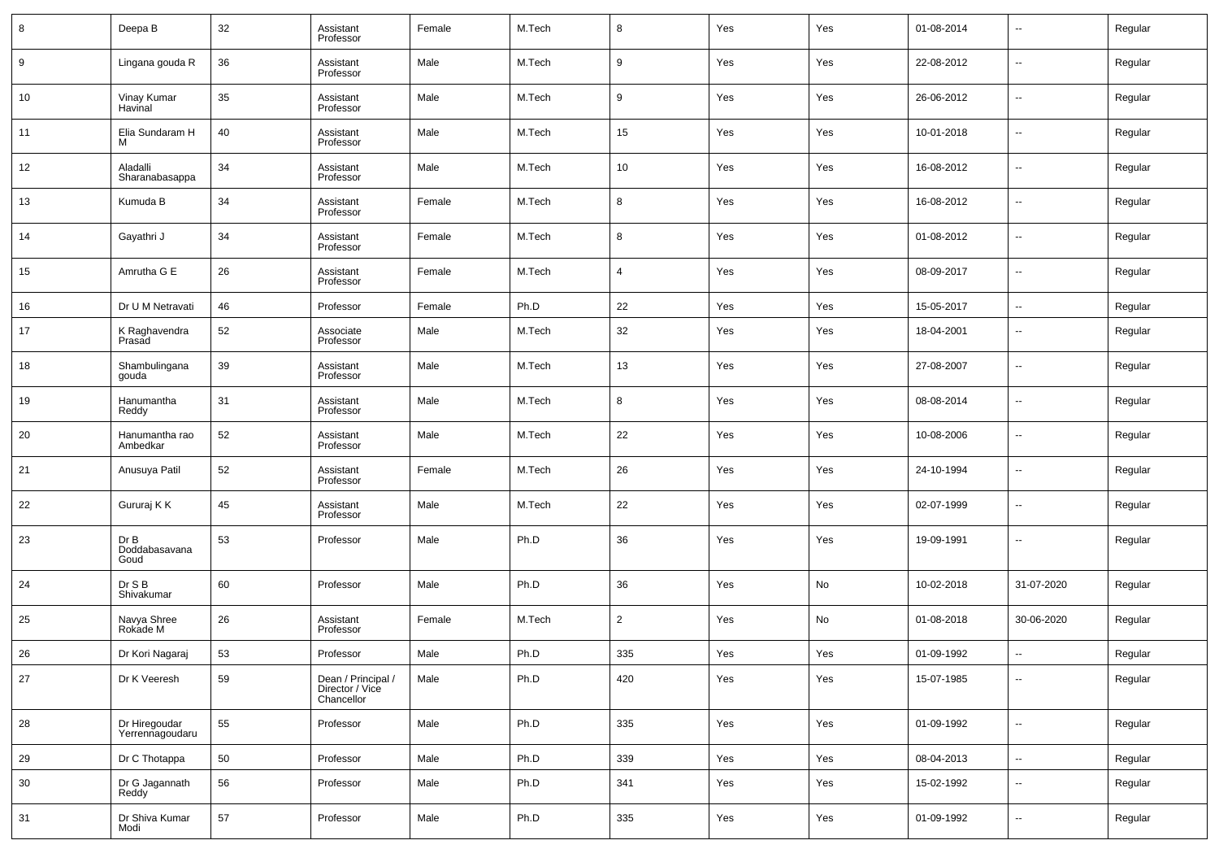| | | | | | | | | | | | |
|---|---|---|---|---|---|---|---|---|---|---|---|
| 8 | Deepa B | 32 | Assistant Professor | Female | M.Tech | 8 | Yes | Yes | 01-08-2014 | -- | Regular |
| 9 | Lingana gouda R | 36 | Assistant Professor | Male | M.Tech | 9 | Yes | Yes | 22-08-2012 | -- | Regular |
| 10 | Vinay Kumar Havinal | 35 | Assistant Professor | Male | M.Tech | 9 | Yes | Yes | 26-06-2012 | -- | Regular |
| 11 | Elia Sundaram H M | 40 | Assistant Professor | Male | M.Tech | 15 | Yes | Yes | 10-01-2018 | -- | Regular |
| 12 | Aladalli Sharanabasappa | 34 | Assistant Professor | Male | M.Tech | 10 | Yes | Yes | 16-08-2012 | -- | Regular |
| 13 | Kumuda B | 34 | Assistant Professor | Female | M.Tech | 8 | Yes | Yes | 16-08-2012 | -- | Regular |
| 14 | Gayathri J | 34 | Assistant Professor | Female | M.Tech | 8 | Yes | Yes | 01-08-2012 | -- | Regular |
| 15 | Amrutha G E | 26 | Assistant Professor | Female | M.Tech | 4 | Yes | Yes | 08-09-2017 | -- | Regular |
| 16 | Dr U M Netravati | 46 | Professor | Female | Ph.D | 22 | Yes | Yes | 15-05-2017 | -- | Regular |
| 17 | K Raghavendra Prasad | 52 | Associate Professor | Male | M.Tech | 32 | Yes | Yes | 18-04-2001 | -- | Regular |
| 18 | Shambulingana gouda | 39 | Assistant Professor | Male | M.Tech | 13 | Yes | Yes | 27-08-2007 | -- | Regular |
| 19 | Hanumantha Reddy | 31 | Assistant Professor | Male | M.Tech | 8 | Yes | Yes | 08-08-2014 | -- | Regular |
| 20 | Hanumantha rao Ambedkar | 52 | Assistant Professor | Male | M.Tech | 22 | Yes | Yes | 10-08-2006 | -- | Regular |
| 21 | Anusuya Patil | 52 | Assistant Professor | Female | M.Tech | 26 | Yes | Yes | 24-10-1994 | -- | Regular |
| 22 | Gururaj K K | 45 | Assistant Professor | Male | M.Tech | 22 | Yes | Yes | 02-07-1999 | -- | Regular |
| 23 | Dr B Doddabasavana Goud | 53 | Professor | Male | Ph.D | 36 | Yes | Yes | 19-09-1991 | -- | Regular |
| 24 | Dr S B Shivakumar | 60 | Professor | Male | Ph.D | 36 | Yes | No | 10-02-2018 | 31-07-2020 | Regular |
| 25 | Navya Shree Rokade M | 26 | Assistant Professor | Female | M.Tech | 2 | Yes | No | 01-08-2018 | 30-06-2020 | Regular |
| 26 | Dr Kori Nagaraj | 53 | Professor | Male | Ph.D | 335 | Yes | Yes | 01-09-1992 | -- | Regular |
| 27 | Dr K Veeresh | 59 | Dean / Principal / Director / Vice Chancellor | Male | Ph.D | 420 | Yes | Yes | 15-07-1985 | -- | Regular |
| 28 | Dr Hiregoudar Yerrennagoudaru | 55 | Professor | Male | Ph.D | 335 | Yes | Yes | 01-09-1992 | -- | Regular |
| 29 | Dr C Thotappa | 50 | Professor | Male | Ph.D | 339 | Yes | Yes | 08-04-2013 | -- | Regular |
| 30 | Dr G Jagannath Reddy | 56 | Professor | Male | Ph.D | 341 | Yes | Yes | 15-02-1992 | -- | Regular |
| 31 | Dr Shiva Kumar Modi | 57 | Professor | Male | Ph.D | 335 | Yes | Yes | 01-09-1992 | -- | Regular |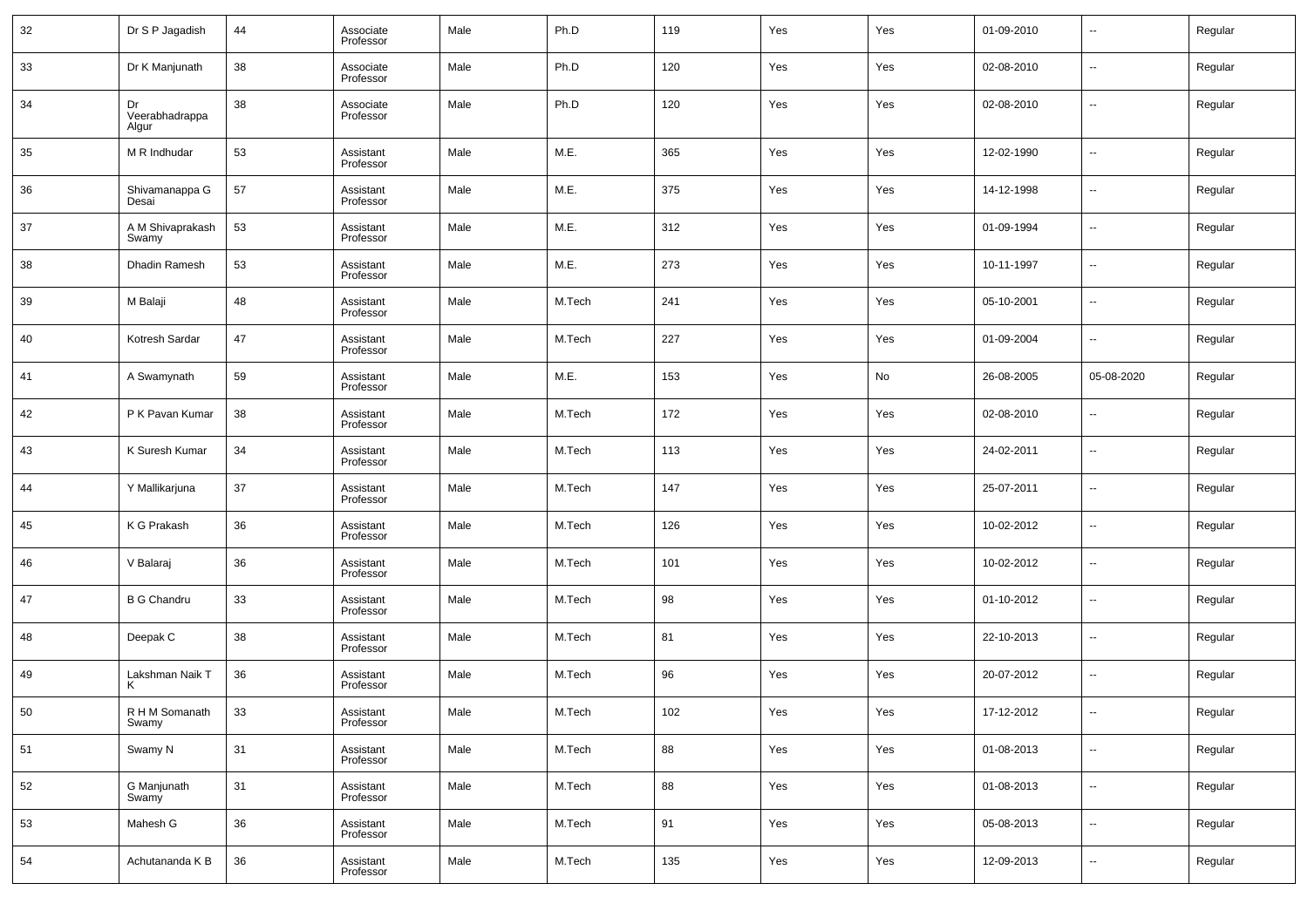| | | | | | | | | | | | |
|---|---|---|---|---|---|---|---|---|---|---|---|
| 32 | Dr S P Jagadish | 44 | Associate Professor | Male | Ph.D | 119 | Yes | Yes | 01-09-2010 | -- | Regular |
| 33 | Dr K Manjunath | 38 | Associate Professor | Male | Ph.D | 120 | Yes | Yes | 02-08-2010 | -- | Regular |
| 34 | Dr Veerabhadrappa Algur | 38 | Associate Professor | Male | Ph.D | 120 | Yes | Yes | 02-08-2010 | -- | Regular |
| 35 | M R Indhudar | 53 | Assistant Professor | Male | M.E. | 365 | Yes | Yes | 12-02-1990 | -- | Regular |
| 36 | Shivamanappa G Desai | 57 | Assistant Professor | Male | M.E. | 375 | Yes | Yes | 14-12-1998 | -- | Regular |
| 37 | A M Shivaprakash Swamy | 53 | Assistant Professor | Male | M.E. | 312 | Yes | Yes | 01-09-1994 | -- | Regular |
| 38 | Dhadin Ramesh | 53 | Assistant Professor | Male | M.E. | 273 | Yes | Yes | 10-11-1997 | -- | Regular |
| 39 | M Balaji | 48 | Assistant Professor | Male | M.Tech | 241 | Yes | Yes | 05-10-2001 | -- | Regular |
| 40 | Kotresh Sardar | 47 | Assistant Professor | Male | M.Tech | 227 | Yes | Yes | 01-09-2004 | -- | Regular |
| 41 | A Swamynath | 59 | Assistant Professor | Male | M.E. | 153 | Yes | No | 26-08-2005 | 05-08-2020 | Regular |
| 42 | P K Pavan Kumar | 38 | Assistant Professor | Male | M.Tech | 172 | Yes | Yes | 02-08-2010 | -- | Regular |
| 43 | K Suresh Kumar | 34 | Assistant Professor | Male | M.Tech | 113 | Yes | Yes | 24-02-2011 | -- | Regular |
| 44 | Y Mallikarjuna | 37 | Assistant Professor | Male | M.Tech | 147 | Yes | Yes | 25-07-2011 | -- | Regular |
| 45 | K G Prakash | 36 | Assistant Professor | Male | M.Tech | 126 | Yes | Yes | 10-02-2012 | -- | Regular |
| 46 | V Balaraj | 36 | Assistant Professor | Male | M.Tech | 101 | Yes | Yes | 10-02-2012 | -- | Regular |
| 47 | B G Chandru | 33 | Assistant Professor | Male | M.Tech | 98 | Yes | Yes | 01-10-2012 | -- | Regular |
| 48 | Deepak C | 38 | Assistant Professor | Male | M.Tech | 81 | Yes | Yes | 22-10-2013 | -- | Regular |
| 49 | Lakshman Naik T K | 36 | Assistant Professor | Male | M.Tech | 96 | Yes | Yes | 20-07-2012 | -- | Regular |
| 50 | R H M Somanath Swamy | 33 | Assistant Professor | Male | M.Tech | 102 | Yes | Yes | 17-12-2012 | -- | Regular |
| 51 | Swamy N | 31 | Assistant Professor | Male | M.Tech | 88 | Yes | Yes | 01-08-2013 | -- | Regular |
| 52 | G Manjunath Swamy | 31 | Assistant Professor | Male | M.Tech | 88 | Yes | Yes | 01-08-2013 | -- | Regular |
| 53 | Mahesh G | 36 | Assistant Professor | Male | M.Tech | 91 | Yes | Yes | 05-08-2013 | -- | Regular |
| 54 | Achutananda K B | 36 | Assistant Professor | Male | M.Tech | 135 | Yes | Yes | 12-09-2013 | -- | Regular |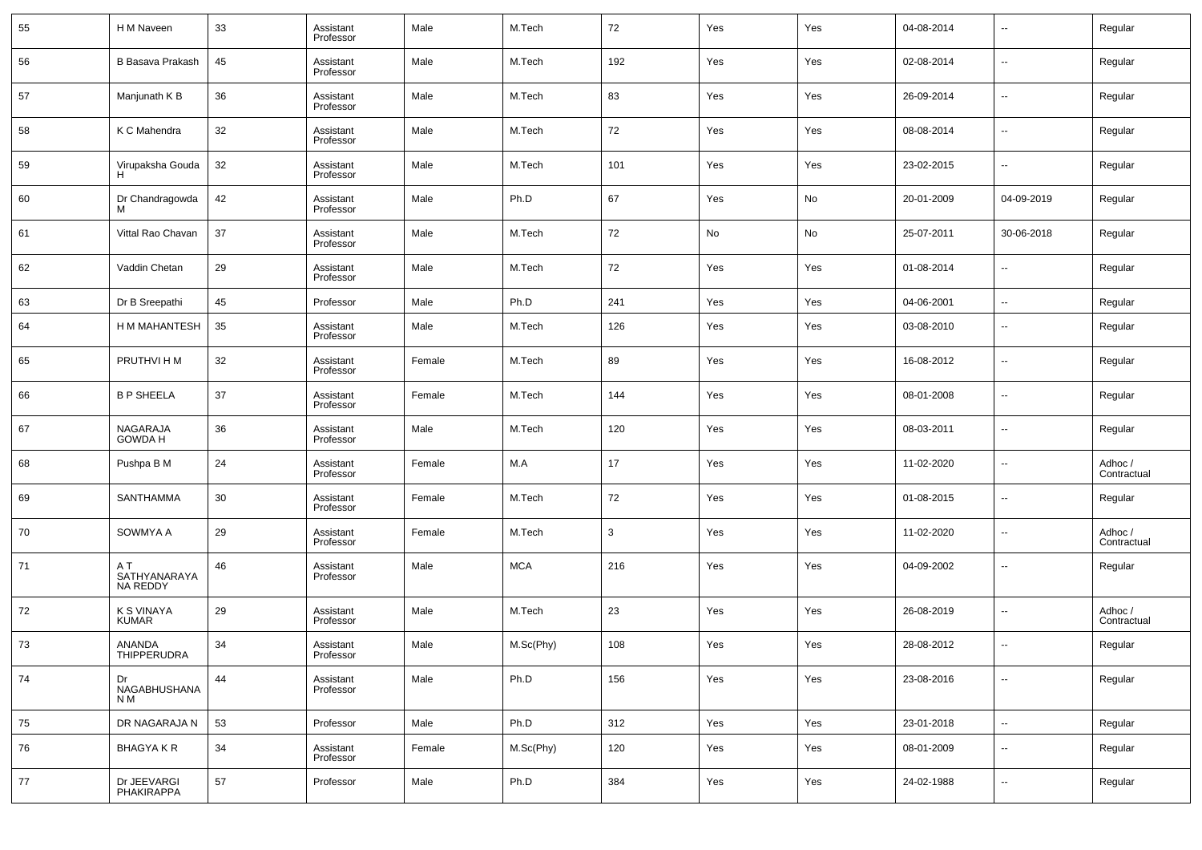| 55 | H M Naveen | 33 | Assistant Professor | Male | M.Tech | 72 | Yes | Yes | 04-08-2014 | -- | Regular |
|---|---|---|---|---|---|---|---|---|---|---|---|
| 56 | B Basava Prakash | 45 | Assistant Professor | Male | M.Tech | 192 | Yes | Yes | 02-08-2014 | -- | Regular |
| 57 | Manjunath K B | 36 | Assistant Professor | Male | M.Tech | 83 | Yes | Yes | 26-09-2014 | -- | Regular |
| 58 | K C Mahendra | 32 | Assistant Professor | Male | M.Tech | 72 | Yes | Yes | 08-08-2014 | -- | Regular |
| 59 | Virupaksha Gouda H | 32 | Assistant Professor | Male | M.Tech | 101 | Yes | Yes | 23-02-2015 | -- | Regular |
| 60 | Dr Chandragowda M | 42 | Assistant Professor | Male | Ph.D | 67 | Yes | No | 20-01-2009 | 04-09-2019 | Regular |
| 61 | Vittal Rao Chavan | 37 | Assistant Professor | Male | M.Tech | 72 | No | No | 25-07-2011 | 30-06-2018 | Regular |
| 62 | Vaddin Chetan | 29 | Assistant Professor | Male | M.Tech | 72 | Yes | Yes | 01-08-2014 | -- | Regular |
| 63 | Dr B Sreepathi | 45 | Professor | Male | Ph.D | 241 | Yes | Yes | 04-06-2001 | -- | Regular |
| 64 | H M MAHANTESH | 35 | Assistant Professor | Male | M.Tech | 126 | Yes | Yes | 03-08-2010 | -- | Regular |
| 65 | PRUTHVI H M | 32 | Assistant Professor | Female | M.Tech | 89 | Yes | Yes | 16-08-2012 | -- | Regular |
| 66 | B P SHEELA | 37 | Assistant Professor | Female | M.Tech | 144 | Yes | Yes | 08-01-2008 | -- | Regular |
| 67 | NAGARAJA GOWDA H | 36 | Assistant Professor | Male | M.Tech | 120 | Yes | Yes | 08-03-2011 | -- | Regular |
| 68 | Pushpa B M | 24 | Assistant Professor | Female | M.A | 17 | Yes | Yes | 11-02-2020 | -- | Adhoc / Contractual |
| 69 | SANTHAMMA | 30 | Assistant Professor | Female | M.Tech | 72 | Yes | Yes | 01-08-2015 | -- | Regular |
| 70 | SOWMYA A | 29 | Assistant Professor | Female | M.Tech | 3 | Yes | Yes | 11-02-2020 | -- | Adhoc / Contractual |
| 71 | A T SATHYANARAYANA REDDY | 46 | Assistant Professor | Male | MCA | 216 | Yes | Yes | 04-09-2002 | -- | Regular |
| 72 | K S VINAYA KUMAR | 29 | Assistant Professor | Male | M.Tech | 23 | Yes | Yes | 26-08-2019 | -- | Adhoc / Contractual |
| 73 | ANANDA THIPPERUDRA | 34 | Assistant Professor | Male | M.Sc(Phy) | 108 | Yes | Yes | 28-08-2012 | -- | Regular |
| 74 | Dr NAGABHUSHANA N M | 44 | Assistant Professor | Male | Ph.D | 156 | Yes | Yes | 23-08-2016 | -- | Regular |
| 75 | DR NAGARAJA N | 53 | Professor | Male | Ph.D | 312 | Yes | Yes | 23-01-2018 | -- | Regular |
| 76 | BHAGYA K R | 34 | Assistant Professor | Female | M.Sc(Phy) | 120 | Yes | Yes | 08-01-2009 | -- | Regular |
| 77 | Dr JEEVARGI PHAKIRAPPA | 57 | Professor | Male | Ph.D | 384 | Yes | Yes | 24-02-1988 | -- | Regular |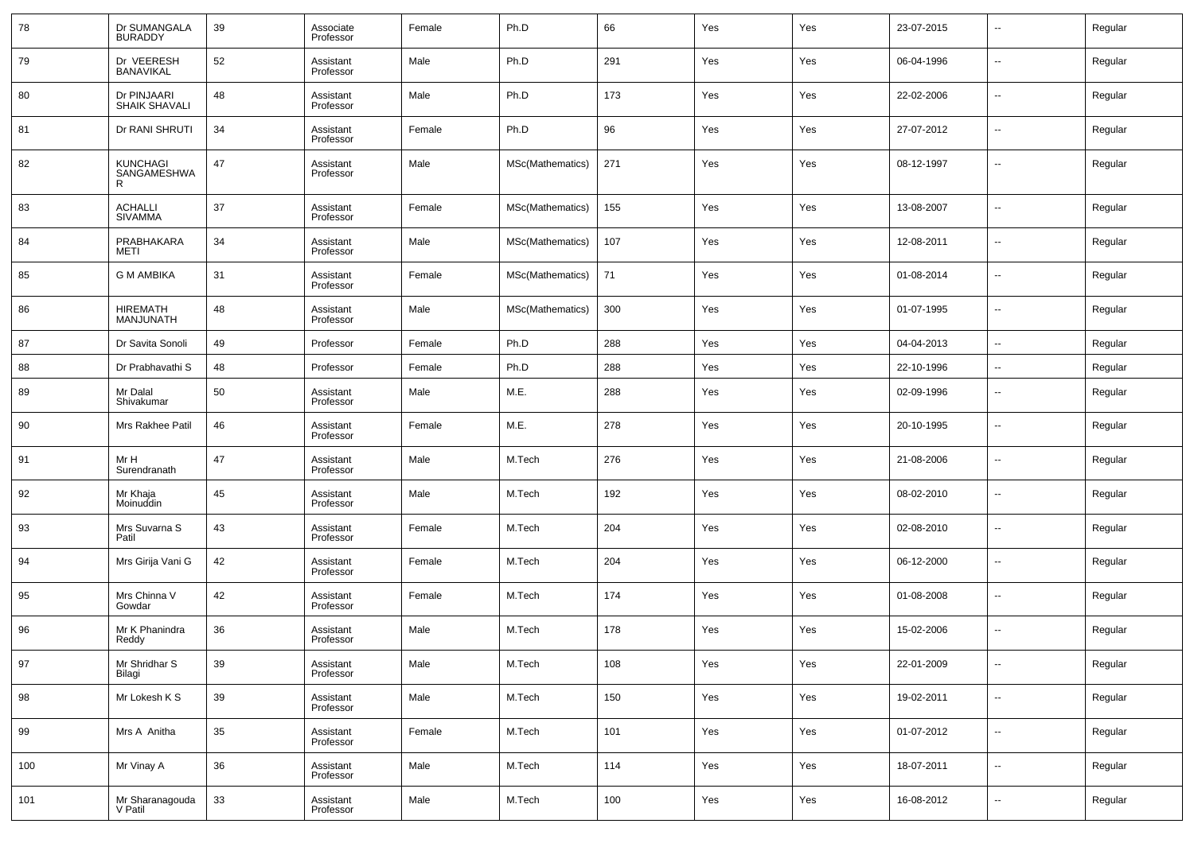| 78 | Dr SUMANGALA BURADDY | 39 | Associate Professor | Female | Ph.D | 66 | Yes | Yes | 23-07-2015 | -- | Regular |
|---|---|---|---|---|---|---|---|---|---|---|---|
| 79 | Dr VEERESH BANAVIKAL | 52 | Assistant Professor | Male | Ph.D | 291 | Yes | Yes | 06-04-1996 | -- | Regular |
| 80 | Dr PINJAARI SHAIK SHAVALI | 48 | Assistant Professor | Male | Ph.D | 173 | Yes | Yes | 22-02-2006 | -- | Regular |
| 81 | Dr RANI SHRUTI | 34 | Assistant Professor | Female | Ph.D | 96 | Yes | Yes | 27-07-2012 | -- | Regular |
| 82 | KUNCHAGI SANGAMESHWAR | 47 | Assistant Professor | Male | MSc(Mathematics) | 271 | Yes | Yes | 08-12-1997 | -- | Regular |
| 83 | ACHALLI SIVAMMA | 37 | Assistant Professor | Female | MSc(Mathematics) | 155 | Yes | Yes | 13-08-2007 | -- | Regular |
| 84 | PRABHAKARA METI | 34 | Assistant Professor | Male | MSc(Mathematics) | 107 | Yes | Yes | 12-08-2011 | -- | Regular |
| 85 | G M AMBIKA | 31 | Assistant Professor | Female | MSc(Mathematics) | 71 | Yes | Yes | 01-08-2014 | -- | Regular |
| 86 | HIREMATH MANJUNATH | 48 | Assistant Professor | Male | MSc(Mathematics) | 300 | Yes | Yes | 01-07-1995 | -- | Regular |
| 87 | Dr Savita Sonoli | 49 | Professor | Female | Ph.D | 288 | Yes | Yes | 04-04-2013 | -- | Regular |
| 88 | Dr Prabhavathi S | 48 | Professor | Female | Ph.D | 288 | Yes | Yes | 22-10-1996 | -- | Regular |
| 89 | Mr Dalal Shivakumar | 50 | Assistant Professor | Male | M.E. | 288 | Yes | Yes | 02-09-1996 | -- | Regular |
| 90 | Mrs Rakhee Patil | 46 | Assistant Professor | Female | M.E. | 278 | Yes | Yes | 20-10-1995 | -- | Regular |
| 91 | Mr H Surendranath | 47 | Assistant Professor | Male | M.Tech | 276 | Yes | Yes | 21-08-2006 | -- | Regular |
| 92 | Mr Khaja Moinuddin | 45 | Assistant Professor | Male | M.Tech | 192 | Yes | Yes | 08-02-2010 | -- | Regular |
| 93 | Mrs Suvarna S Patil | 43 | Assistant Professor | Female | M.Tech | 204 | Yes | Yes | 02-08-2010 | -- | Regular |
| 94 | Mrs Girija Vani G | 42 | Assistant Professor | Female | M.Tech | 204 | Yes | Yes | 06-12-2000 | -- | Regular |
| 95 | Mrs Chinna V Gowdar | 42 | Assistant Professor | Female | M.Tech | 174 | Yes | Yes | 01-08-2008 | -- | Regular |
| 96 | Mr K Phanindra Reddy | 36 | Assistant Professor | Male | M.Tech | 178 | Yes | Yes | 15-02-2006 | -- | Regular |
| 97 | Mr Shridhar S Bilagi | 39 | Assistant Professor | Male | M.Tech | 108 | Yes | Yes | 22-01-2009 | -- | Regular |
| 98 | Mr Lokesh K S | 39 | Assistant Professor | Male | M.Tech | 150 | Yes | Yes | 19-02-2011 | -- | Regular |
| 99 | Mrs A Anitha | 35 | Assistant Professor | Female | M.Tech | 101 | Yes | Yes | 01-07-2012 | -- | Regular |
| 100 | Mr Vinay A | 36 | Assistant Professor | Male | M.Tech | 114 | Yes | Yes | 18-07-2011 | -- | Regular |
| 101 | Mr Sharanagouda V Patil | 33 | Assistant Professor | Male | M.Tech | 100 | Yes | Yes | 16-08-2012 | -- | Regular |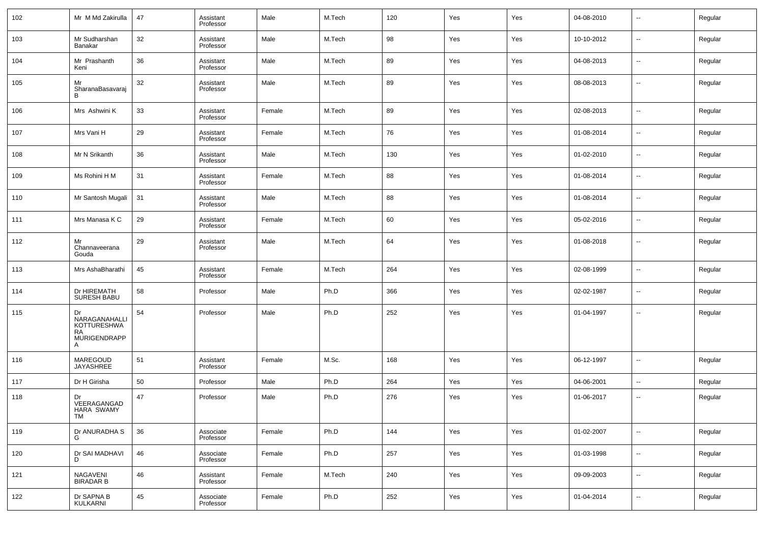| | | | | | | | | | | | |
|---|---|---|---|---|---|---|---|---|---|---|---|
| 102 | Mr M Md Zakirulla | 47 | Assistant Professor | Male | M.Tech | 120 | Yes | Yes | 04-08-2010 | -- | Regular |
| 103 | Mr Sudharshan Banakar | 32 | Assistant Professor | Male | M.Tech | 98 | Yes | Yes | 10-10-2012 | -- | Regular |
| 104 | Mr Prashanth Keni | 36 | Assistant Professor | Male | M.Tech | 89 | Yes | Yes | 04-08-2013 | -- | Regular |
| 105 | Mr SharanaBasavaraj B | 32 | Assistant Professor | Male | M.Tech | 89 | Yes | Yes | 08-08-2013 | -- | Regular |
| 106 | Mrs Ashwini K | 33 | Assistant Professor | Female | M.Tech | 89 | Yes | Yes | 02-08-2013 | -- | Regular |
| 107 | Mrs Vani H | 29 | Assistant Professor | Female | M.Tech | 76 | Yes | Yes | 01-08-2014 | -- | Regular |
| 108 | Mr N Srikanth | 36 | Assistant Professor | Male | M.Tech | 130 | Yes | Yes | 01-02-2010 | -- | Regular |
| 109 | Ms Rohini H M | 31 | Assistant Professor | Female | M.Tech | 88 | Yes | Yes | 01-08-2014 | -- | Regular |
| 110 | Mr Santosh Mugali | 31 | Assistant Professor | Male | M.Tech | 88 | Yes | Yes | 01-08-2014 | -- | Regular |
| 111 | Mrs Manasa K C | 29 | Assistant Professor | Female | M.Tech | 60 | Yes | Yes | 05-02-2016 | -- | Regular |
| 112 | Mr Channaveerana Gouda | 29 | Assistant Professor | Male | M.Tech | 64 | Yes | Yes | 01-08-2018 | -- | Regular |
| 113 | Mrs AshaBharathi | 45 | Assistant Professor | Female | M.Tech | 264 | Yes | Yes | 02-08-1999 | -- | Regular |
| 114 | Dr HIREMATH SURESH BABU | 58 | Professor | Male | Ph.D | 366 | Yes | Yes | 02-02-1987 | -- | Regular |
| 115 | Dr NARAGANAHALLI KOTTURESHWARA MURIGENDRAPPA | 54 | Professor | Male | Ph.D | 252 | Yes | Yes | 01-04-1997 | -- | Regular |
| 116 | MAREGOUD JAYASHREE | 51 | Assistant Professor | Female | M.Sc. | 168 | Yes | Yes | 06-12-1997 | -- | Regular |
| 117 | Dr H Girisha | 50 | Professor | Male | Ph.D | 264 | Yes | Yes | 04-06-2001 | -- | Regular |
| 118 | Dr VEERAGANGADHARA SWAMY TM | 47 | Professor | Male | Ph.D | 276 | Yes | Yes | 01-06-2017 | -- | Regular |
| 119 | Dr ANURADHA S G | 36 | Associate Professor | Female | Ph.D | 144 | Yes | Yes | 01-02-2007 | -- | Regular |
| 120 | Dr SAI MADHAVI D | 46 | Associate Professor | Female | Ph.D | 257 | Yes | Yes | 01-03-1998 | -- | Regular |
| 121 | NAGAVENI BIRADAR B | 46 | Assistant Professor | Female | M.Tech | 240 | Yes | Yes | 09-09-2003 | -- | Regular |
| 122 | Dr SAPNA B KULKARNI | 45 | Associate Professor | Female | Ph.D | 252 | Yes | Yes | 01-04-2014 | -- | Regular |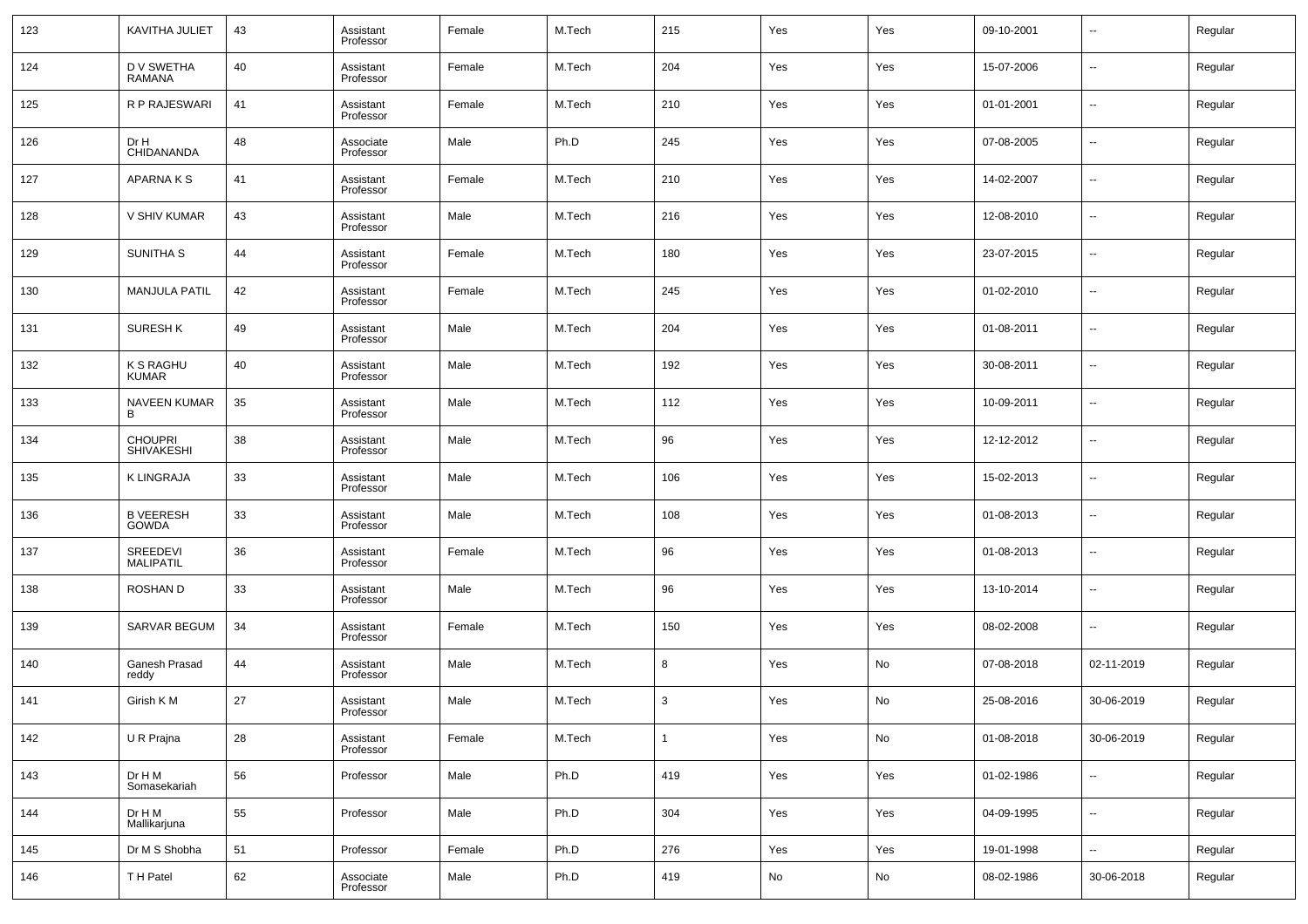| 123 | KAVITHA JULIET | 43 | Assistant Professor | Female | M.Tech | 215 | Yes | Yes | 09-10-2001 | -- | Regular |
|---|---|---|---|---|---|---|---|---|---|---|---|
| 124 | D V SWETHA RAMANA | 40 | Assistant Professor | Female | M.Tech | 204 | Yes | Yes | 15-07-2006 | -- | Regular |
| 125 | R P RAJESWARI | 41 | Assistant Professor | Female | M.Tech | 210 | Yes | Yes | 01-01-2001 | -- | Regular |
| 126 | Dr H CHIDANANDA | 48 | Associate Professor | Male | Ph.D | 245 | Yes | Yes | 07-08-2005 | -- | Regular |
| 127 | APARNA K S | 41 | Assistant Professor | Female | M.Tech | 210 | Yes | Yes | 14-02-2007 | -- | Regular |
| 128 | V SHIV KUMAR | 43 | Assistant Professor | Male | M.Tech | 216 | Yes | Yes | 12-08-2010 | -- | Regular |
| 129 | SUNITHA S | 44 | Assistant Professor | Female | M.Tech | 180 | Yes | Yes | 23-07-2015 | -- | Regular |
| 130 | MANJULA PATIL | 42 | Assistant Professor | Female | M.Tech | 245 | Yes | Yes | 01-02-2010 | -- | Regular |
| 131 | SURESH K | 49 | Assistant Professor | Male | M.Tech | 204 | Yes | Yes | 01-08-2011 | -- | Regular |
| 132 | K S RAGHU KUMAR | 40 | Assistant Professor | Male | M.Tech | 192 | Yes | Yes | 30-08-2011 | -- | Regular |
| 133 | NAVEEN KUMAR B | 35 | Assistant Professor | Male | M.Tech | 112 | Yes | Yes | 10-09-2011 | -- | Regular |
| 134 | CHOUPRI SHIVAKESHI | 38 | Assistant Professor | Male | M.Tech | 96 | Yes | Yes | 12-12-2012 | -- | Regular |
| 135 | K LINGRAJA | 33 | Assistant Professor | Male | M.Tech | 106 | Yes | Yes | 15-02-2013 | -- | Regular |
| 136 | B VEERESH GOWDA | 33 | Assistant Professor | Male | M.Tech | 108 | Yes | Yes | 01-08-2013 | -- | Regular |
| 137 | SREEDEVI MALIPATIL | 36 | Assistant Professor | Female | M.Tech | 96 | Yes | Yes | 01-08-2013 | -- | Regular |
| 138 | ROSHAN D | 33 | Assistant Professor | Male | M.Tech | 96 | Yes | Yes | 13-10-2014 | -- | Regular |
| 139 | SARVAR BEGUM | 34 | Assistant Professor | Female | M.Tech | 150 | Yes | Yes | 08-02-2008 | -- | Regular |
| 140 | Ganesh Prasad reddy | 44 | Assistant Professor | Male | M.Tech | 8 | Yes | No | 07-08-2018 | 02-11-2019 | Regular |
| 141 | Girish K M | 27 | Assistant Professor | Male | M.Tech | 3 | Yes | No | 25-08-2016 | 30-06-2019 | Regular |
| 142 | U R Prajna | 28 | Assistant Professor | Female | M.Tech | 1 | Yes | No | 01-08-2018 | 30-06-2019 | Regular |
| 143 | Dr H M Somasekariah | 56 | Professor | Male | Ph.D | 419 | Yes | Yes | 01-02-1986 | -- | Regular |
| 144 | Dr H M Mallikarjuna | 55 | Professor | Male | Ph.D | 304 | Yes | Yes | 04-09-1995 | -- | Regular |
| 145 | Dr M S Shobha | 51 | Professor | Female | Ph.D | 276 | Yes | Yes | 19-01-1998 | -- | Regular |
| 146 | T H Patel | 62 | Associate Professor | Male | Ph.D | 419 | No | No | 08-02-1986 | 30-06-2018 | Regular |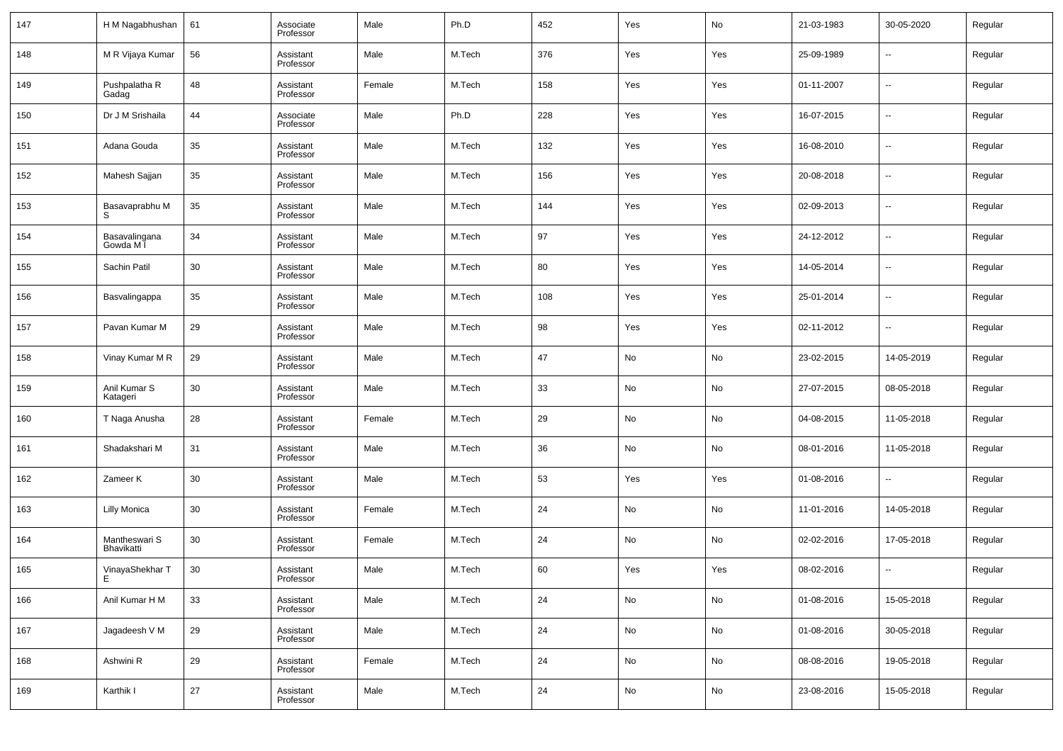| 147 | H M Nagabhushan | 61 | Associate Professor | Male | Ph.D | 452 | Yes | No | 21-03-1983 | 30-05-2020 | Regular |
|---|---|---|---|---|---|---|---|---|---|---|---|
| 148 | M R Vijaya Kumar | 56 | Assistant Professor | Male | M.Tech | 376 | Yes | Yes | 25-09-1989 | -- | Regular |
| 149 | Pushpalatha R Gadag | 48 | Assistant Professor | Female | M.Tech | 158 | Yes | Yes | 01-11-2007 | -- | Regular |
| 150 | Dr J M Srishaila | 44 | Associate Professor | Male | Ph.D | 228 | Yes | Yes | 16-07-2015 | -- | Regular |
| 151 | Adana Gouda | 35 | Assistant Professor | Male | M.Tech | 132 | Yes | Yes | 16-08-2010 | -- | Regular |
| 152 | Mahesh Sajjan | 35 | Assistant Professor | Male | M.Tech | 156 | Yes | Yes | 20-08-2018 | -- | Regular |
| 153 | Basavaprabhu M S | 35 | Assistant Professor | Male | M.Tech | 144 | Yes | Yes | 02-09-2013 | -- | Regular |
| 154 | Basavalingana Gowda M I | 34 | Assistant Professor | Male | M.Tech | 97 | Yes | Yes | 24-12-2012 | -- | Regular |
| 155 | Sachin Patil | 30 | Assistant Professor | Male | M.Tech | 80 | Yes | Yes | 14-05-2014 | -- | Regular |
| 156 | Basvalingappa | 35 | Assistant Professor | Male | M.Tech | 108 | Yes | Yes | 25-01-2014 | -- | Regular |
| 157 | Pavan Kumar M | 29 | Assistant Professor | Male | M.Tech | 98 | Yes | Yes | 02-11-2012 | -- | Regular |
| 158 | Vinay Kumar M R | 29 | Assistant Professor | Male | M.Tech | 47 | No | No | 23-02-2015 | 14-05-2019 | Regular |
| 159 | Anil Kumar S Katageri | 30 | Assistant Professor | Male | M.Tech | 33 | No | No | 27-07-2015 | 08-05-2018 | Regular |
| 160 | T Naga Anusha | 28 | Assistant Professor | Female | M.Tech | 29 | No | No | 04-08-2015 | 11-05-2018 | Regular |
| 161 | Shadakshari M | 31 | Assistant Professor | Male | M.Tech | 36 | No | No | 08-01-2016 | 11-05-2018 | Regular |
| 162 | Zameer K | 30 | Assistant Professor | Male | M.Tech | 53 | Yes | Yes | 01-08-2016 | -- | Regular |
| 163 | Lilly Monica | 30 | Assistant Professor | Female | M.Tech | 24 | No | No | 11-01-2016 | 14-05-2018 | Regular |
| 164 | Mantheswari S Bhavikatti | 30 | Assistant Professor | Female | M.Tech | 24 | No | No | 02-02-2016 | 17-05-2018 | Regular |
| 165 | VinayaShekhar T E | 30 | Assistant Professor | Male | M.Tech | 60 | Yes | Yes | 08-02-2016 | -- | Regular |
| 166 | Anil Kumar H M | 33 | Assistant Professor | Male | M.Tech | 24 | No | No | 01-08-2016 | 15-05-2018 | Regular |
| 167 | Jagadeesh V M | 29 | Assistant Professor | Male | M.Tech | 24 | No | No | 01-08-2016 | 30-05-2018 | Regular |
| 168 | Ashwini R | 29 | Assistant Professor | Female | M.Tech | 24 | No | No | 08-08-2016 | 19-05-2018 | Regular |
| 169 | Karthik I | 27 | Assistant Professor | Male | M.Tech | 24 | No | No | 23-08-2016 | 15-05-2018 | Regular |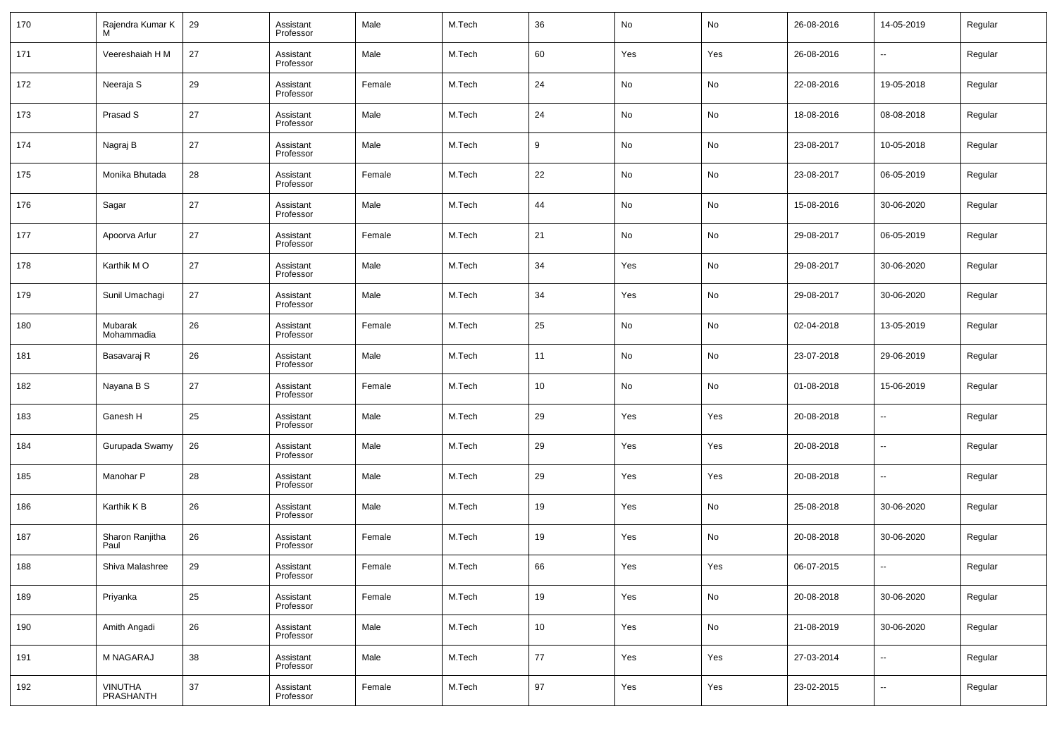| 170 | Rajendra Kumar K M | 29 | Assistant Professor | Male | M.Tech | 36 | No | No | 26-08-2016 | 14-05-2019 | Regular |
|---|---|---|---|---|---|---|---|---|---|---|---|
| 171 | Veereshaiah H M | 27 | Assistant Professor | Male | M.Tech | 60 | Yes | Yes | 26-08-2016 | -- | Regular |
| 172 | Neeraja S | 29 | Assistant Professor | Female | M.Tech | 24 | No | No | 22-08-2016 | 19-05-2018 | Regular |
| 173 | Prasad S | 27 | Assistant Professor | Male | M.Tech | 24 | No | No | 18-08-2016 | 08-08-2018 | Regular |
| 174 | Nagraj B | 27 | Assistant Professor | Male | M.Tech | 9 | No | No | 23-08-2017 | 10-05-2018 | Regular |
| 175 | Monika Bhutada | 28 | Assistant Professor | Female | M.Tech | 22 | No | No | 23-08-2017 | 06-05-2019 | Regular |
| 176 | Sagar | 27 | Assistant Professor | Male | M.Tech | 44 | No | No | 15-08-2016 | 30-06-2020 | Regular |
| 177 | Apoorva Arlur | 27 | Assistant Professor | Female | M.Tech | 21 | No | No | 29-08-2017 | 06-05-2019 | Regular |
| 178 | Karthik M O | 27 | Assistant Professor | Male | M.Tech | 34 | Yes | No | 29-08-2017 | 30-06-2020 | Regular |
| 179 | Sunil Umachagi | 27 | Assistant Professor | Male | M.Tech | 34 | Yes | No | 29-08-2017 | 30-06-2020 | Regular |
| 180 | Mubarak Mohammadia | 26 | Assistant Professor | Female | M.Tech | 25 | No | No | 02-04-2018 | 13-05-2019 | Regular |
| 181 | Basavaraj R | 26 | Assistant Professor | Male | M.Tech | 11 | No | No | 23-07-2018 | 29-06-2019 | Regular |
| 182 | Nayana B S | 27 | Assistant Professor | Female | M.Tech | 10 | No | No | 01-08-2018 | 15-06-2019 | Regular |
| 183 | Ganesh H | 25 | Assistant Professor | Male | M.Tech | 29 | Yes | Yes | 20-08-2018 | -- | Regular |
| 184 | Gurupada Swamy | 26 | Assistant Professor | Male | M.Tech | 29 | Yes | Yes | 20-08-2018 | -- | Regular |
| 185 | Manohar P | 28 | Assistant Professor | Male | M.Tech | 29 | Yes | Yes | 20-08-2018 | -- | Regular |
| 186 | Karthik K B | 26 | Assistant Professor | Male | M.Tech | 19 | Yes | No | 25-08-2018 | 30-06-2020 | Regular |
| 187 | Sharon Ranjitha Paul | 26 | Assistant Professor | Female | M.Tech | 19 | Yes | No | 20-08-2018 | 30-06-2020 | Regular |
| 188 | Shiva Malashree | 29 | Assistant Professor | Female | M.Tech | 66 | Yes | Yes | 06-07-2015 | -- | Regular |
| 189 | Priyanka | 25 | Assistant Professor | Female | M.Tech | 19 | Yes | No | 20-08-2018 | 30-06-2020 | Regular |
| 190 | Amith Angadi | 26 | Assistant Professor | Male | M.Tech | 10 | Yes | No | 21-08-2019 | 30-06-2020 | Regular |
| 191 | M NAGARAJ | 38 | Assistant Professor | Male | M.Tech | 77 | Yes | Yes | 27-03-2014 | -- | Regular |
| 192 | VINUTHA PRASHANTH | 37 | Assistant Professor | Female | M.Tech | 97 | Yes | Yes | 23-02-2015 | -- | Regular |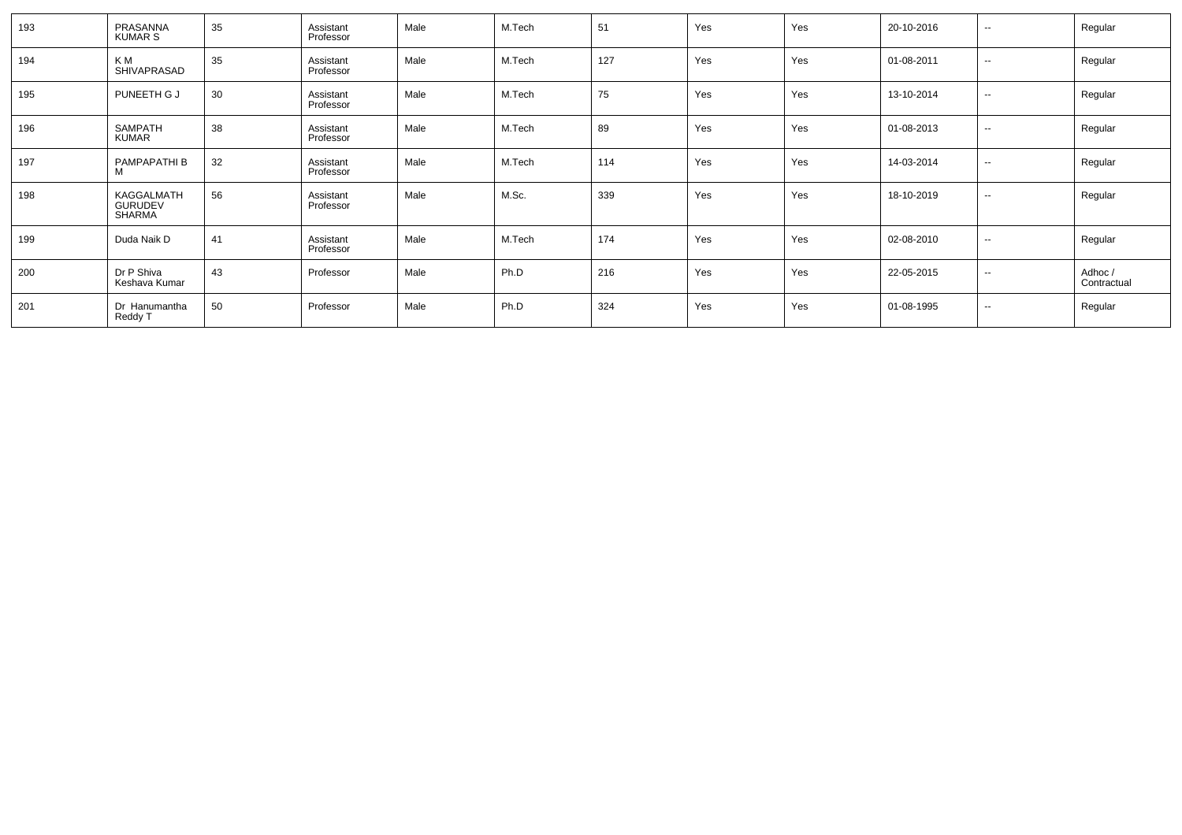| | | | | | | | | | | | |
|---|---|---|---|---|---|---|---|---|---|---|---|
| 193 | PRASANNA KUMAR S | 35 | Assistant Professor | Male | M.Tech | 51 | Yes | Yes | 20-10-2016 | -- | Regular |
| 194 | K M SHIVAPRASAD | 35 | Assistant Professor | Male | M.Tech | 127 | Yes | Yes | 01-08-2011 | -- | Regular |
| 195 | PUNEETH G J | 30 | Assistant Professor | Male | M.Tech | 75 | Yes | Yes | 13-10-2014 | -- | Regular |
| 196 | SAMPATH KUMAR | 38 | Assistant Professor | Male | M.Tech | 89 | Yes | Yes | 01-08-2013 | -- | Regular |
| 197 | PAMPAPATHI B M | 32 | Assistant Professor | Male | M.Tech | 114 | Yes | Yes | 14-03-2014 | -- | Regular |
| 198 | KAGGALMATH GURUDEV SHARMA | 56 | Assistant Professor | Male | M.Sc. | 339 | Yes | Yes | 18-10-2019 | -- | Regular |
| 199 | Duda Naik D | 41 | Assistant Professor | Male | M.Tech | 174 | Yes | Yes | 02-08-2010 | -- | Regular |
| 200 | Dr P Shiva Keshava Kumar | 43 | Professor | Male | Ph.D | 216 | Yes | Yes | 22-05-2015 | -- | Adhoc / Contractual |
| 201 | Dr Hanumantha Reddy T | 50 | Professor | Male | Ph.D | 324 | Yes | Yes | 01-08-1995 | -- | Regular |